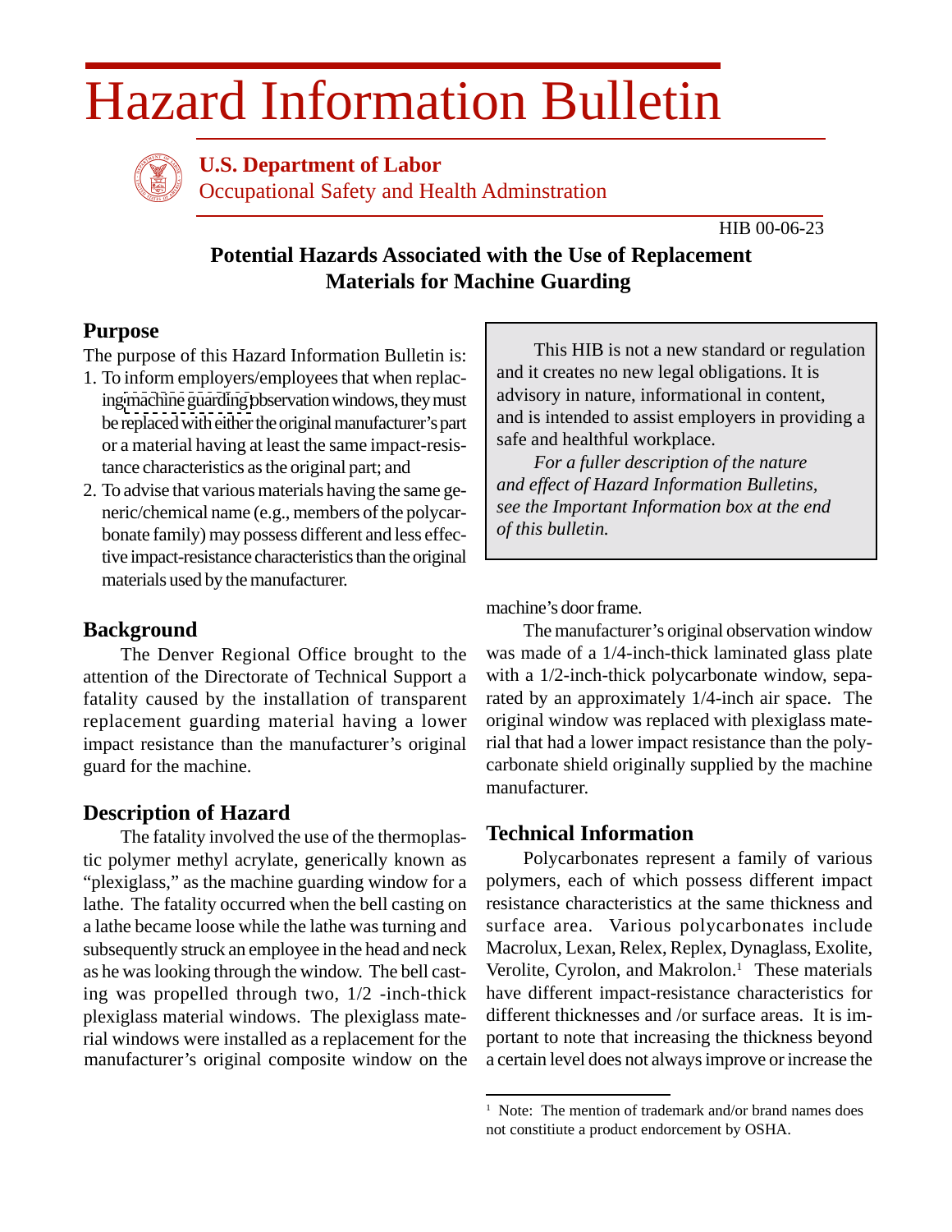# Hazard Information Bulletin

**U.S. Department of Labor**
Occupational Safety and Health Adminstration

HIB 00-06-23

## Potential Hazards Associated with the Use of Replacement Materials for Machine Guarding

> This HIB is not a new standard or regulation and it creates no new legal obligations. It is advisory in nature, informational in content, and is intended to assist employers in providing a safe and healthful workplace.
>
> *For a fuller description of the nature and effect of Hazard Information Bulletins, see the Important Information box at the end of this bulletin.*

### Purpose

The purpose of this Hazard Information Bulletin is:

1. To inform employers/employees that when replacing machine guarding observation windows, they must be replaced with either the original manufacturer's part or a material having at least the same impact-resistance characteristics as the original part; and
2. To advise that various materials having the same generic/chemical name (e.g., members of the polycarbonate family) may possess different and less effective impact-resistance characteristics than the original materials used by the manufacturer.

### Background

The Denver Regional Office brought to the attention of the Directorate of Technical Support a fatality caused by the installation of transparent replacement guarding material having a lower impact resistance than the manufacturer's original guard for the machine.

### Description of Hazard

The fatality involved the use of the thermoplastic polymer methyl acrylate, generically known as "plexiglass," as the machine guarding window for a lathe. The fatality occurred when the bell casting on a lathe became loose while the lathe was turning and subsequently struck an employee in the head and neck as he was looking through the window. The bell casting was propelled through two, 1/2 -inch-thick plexiglass material windows. The plexiglass material windows were installed as a replacement for the manufacturer's original composite window on the machine's door frame.

The manufacturer's original observation window was made of a 1/4-inch-thick laminated glass plate with a 1/2-inch-thick polycarbonate window, separated by an approximately 1/4-inch air space. The original window was replaced with plexiglass material that had a lower impact resistance than the polycarbonate shield originally supplied by the machine manufacturer.

### Technical Information

Polycarbonates represent a family of various polymers, each of which possess different impact resistance characteristics at the same thickness and surface area. Various polycarbonates include Macrolux, Lexan, Relex, Replex, Dynaglass, Exolite, Verolite, Cyrolon, and Makrolon.[1] These materials have different impact-resistance characteristics for different thicknesses and /or surface areas. It is important to note that increasing the thickness beyond a certain level does not always improve or increase the

---

[1] Note: The mention of trademark and/or brand names does not constitiute a product endorsement by OSHA.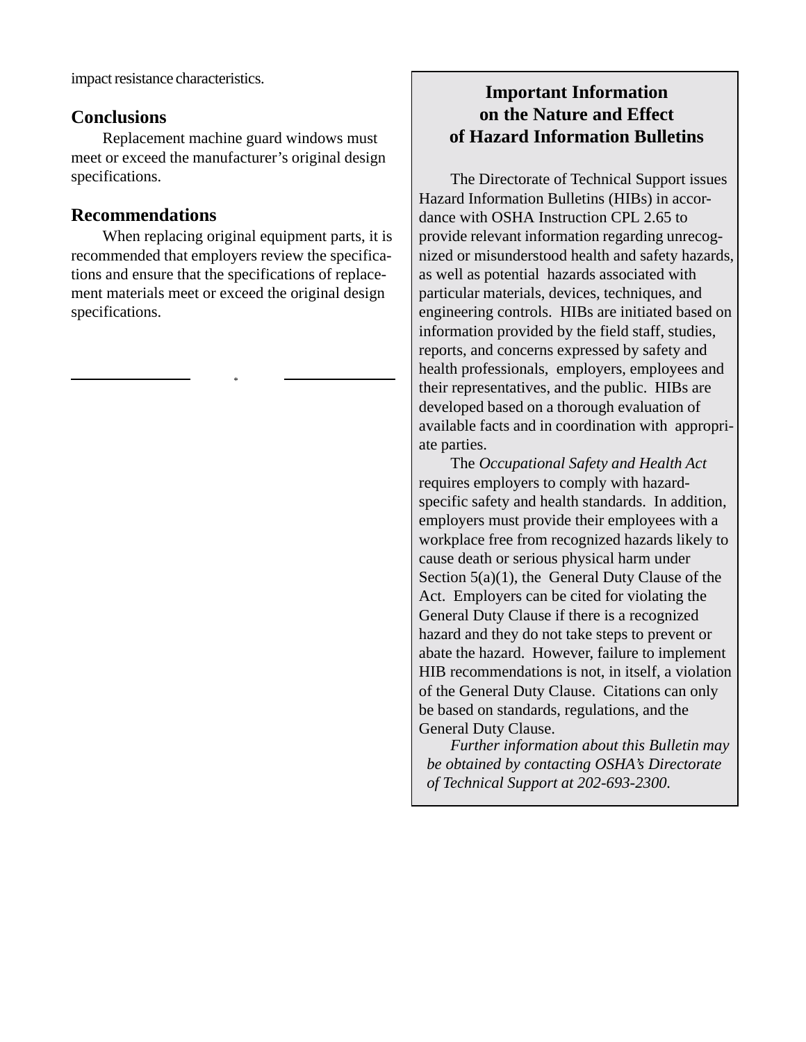impact resistance characteristics.

## Conclusions

Replacement machine guard windows must meet or exceed the manufacturer's original design specifications.

## Recommendations

When replacing original equipment parts, it is recommended that employers review the specifications and ensure that the specifications of replacement materials meet or exceed the original design specifications.

*

## Important Information on the Nature and Effect of Hazard Information Bulletins

The Directorate of Technical Support issues Hazard Information Bulletins (HIBs) in accordance with OSHA Instruction CPL 2.65 to provide relevant information regarding unrecognized or misunderstood health and safety hazards, as well as potential hazards associated with particular materials, devices, techniques, and engineering controls. HIBs are initiated based on information provided by the field staff, studies, reports, and concerns expressed by safety and health professionals, employers, employees and their representatives, and the public. HIBs are developed based on a thorough evaluation of available facts and in coordination with appropriate parties.

The *Occupational Safety and Health Act* requires employers to comply with hazard-specific safety and health standards. In addition, employers must provide their employees with a workplace free from recognized hazards likely to cause death or serious physical harm under Section 5(a)(1), the General Duty Clause of the Act. Employers can be cited for violating the General Duty Clause if there is a recognized hazard and they do not take steps to prevent or abate the hazard. However, failure to implement HIB recommendations is not, in itself, a violation of the General Duty Clause. Citations can only be based on standards, regulations, and the General Duty Clause.

*Further information about this Bulletin may be obtained by contacting OSHA's Directorate of Technical Support at 202-693-2300.*